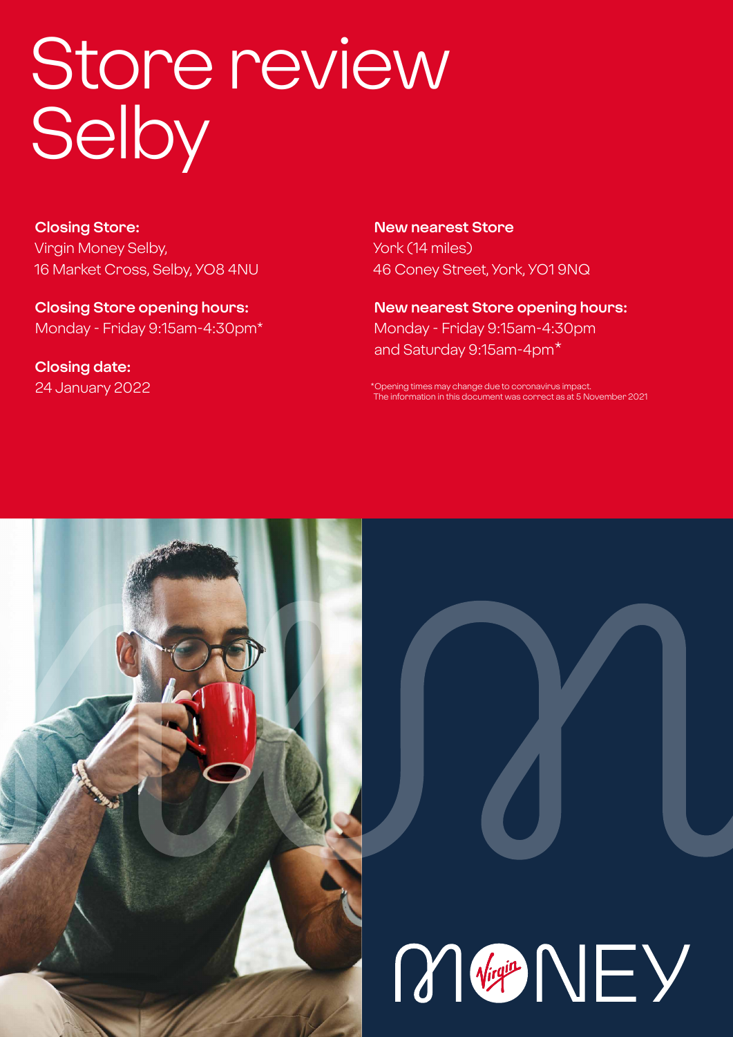# Store review Selby

**Closing Store:**
Virgin Money Selby,
16 Market Cross, Selby, YO8 4NU

**Closing Store opening hours:**
Monday - Friday 9:15am-4:30pm*

**Closing date:**
24 January 2022

**New nearest Store**
York (14 miles)
46 Coney Street, York, YO1 9NQ

**New nearest Store opening hours:**
Monday - Friday 9:15am-4:30pm
and Saturday 9:15am-4pm*

*Opening times may change due to coronavirus impact.
The information in this document was correct as at 5 November 2021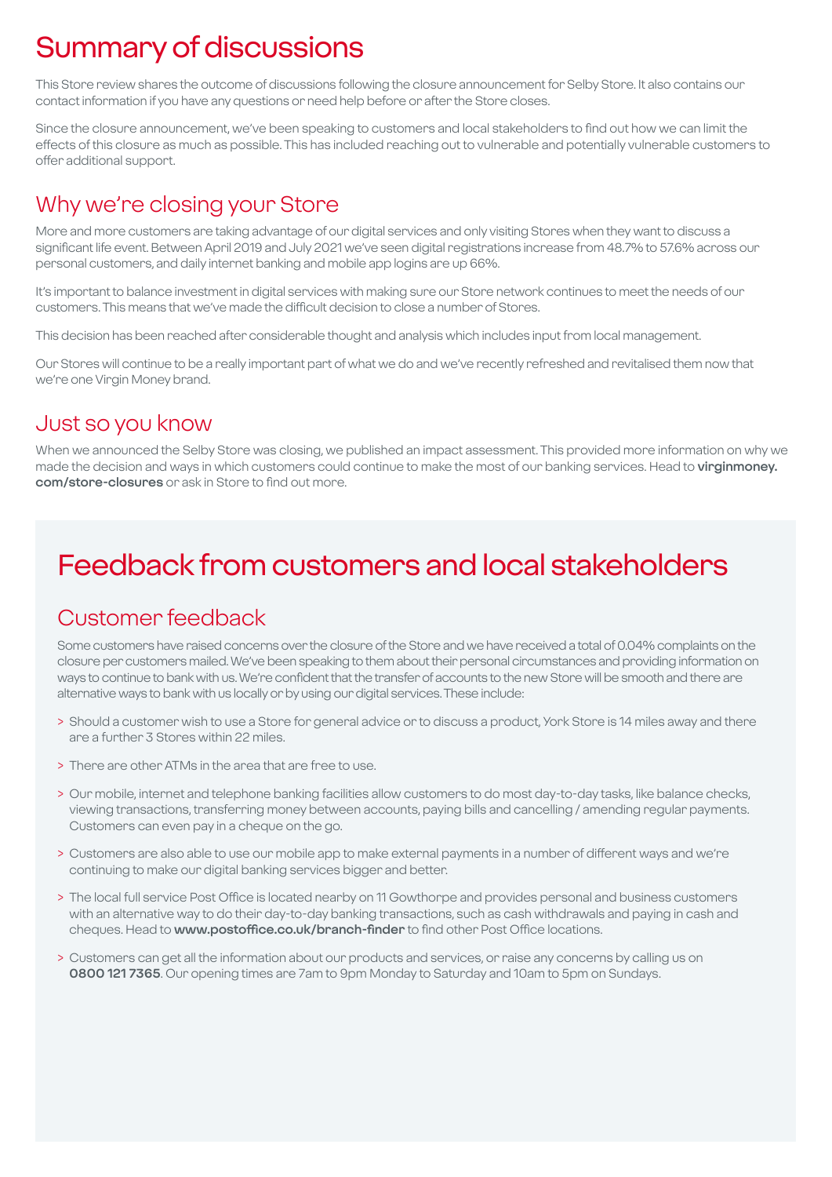# Summary of discussions

This Store review shares the outcome of discussions following the closure announcement for Selby Store. It also contains our contact information if you have any questions or need help before or after the Store closes.

Since the closure announcement, we've been speaking to customers and local stakeholders to find out how we can limit the effects of this closure as much as possible. This has included reaching out to vulnerable and potentially vulnerable customers to offer additional support.

## Why we're closing your Store

More and more customers are taking advantage of our digital services and only visiting Stores when they want to discuss a significant life event. Between April 2019 and July 2021 we've seen digital registrations increase from 48.7% to 57.6% across our personal customers, and daily internet banking and mobile app logins are up 66%.

It's important to balance investment in digital services with making sure our Store network continues to meet the needs of our customers. This means that we've made the difficult decision to close a number of Stores.

This decision has been reached after considerable thought and analysis which includes input from local management.

Our Stores will continue to be a really important part of what we do and we've recently refreshed and revitalised them now that we're one Virgin Money brand.

## Just so you know

When we announced the Selby Store was closing, we published an impact assessment. This provided more information on why we made the decision and ways in which customers could continue to make the most of our banking services. Head to **virginmoney.com/store-closures** or ask in Store to find out more.

# Feedback from customers and local stakeholders

## Customer feedback

Some customers have raised concerns over the closure of the Store and we have received a total of 0.04% complaints on the closure per customers mailed. We've been speaking to them about their personal circumstances and providing information on ways to continue to bank with us. We're confident that the transfer of accounts to the new Store will be smooth and there are alternative ways to bank with us locally or by using our digital services. These include:

> Should a customer wish to use a Store for general advice or to discuss a product, York Store is 14 miles away and there are a further 3 Stores within 22 miles.

> There are other ATMs in the area that are free to use.

> Our mobile, internet and telephone banking facilities allow customers to do most day-to-day tasks, like balance checks, viewing transactions, transferring money between accounts, paying bills and cancelling / amending regular payments. Customers can even pay in a cheque on the go.

> Customers are also able to use our mobile app to make external payments in a number of different ways and we're continuing to make our digital banking services bigger and better.

> The local full service Post Office is located nearby on 11 Gowthorpe and provides personal and business customers with an alternative way to do their day-to-day banking transactions, such as cash withdrawals and paying in cash and cheques. Head to **www.postoffice.co.uk/branch-finder** to find other Post Office locations.

> Customers can get all the information about our products and services, or raise any concerns by calling us on **0800 121 7365**. Our opening times are 7am to 9pm Monday to Saturday and 10am to 5pm on Sundays.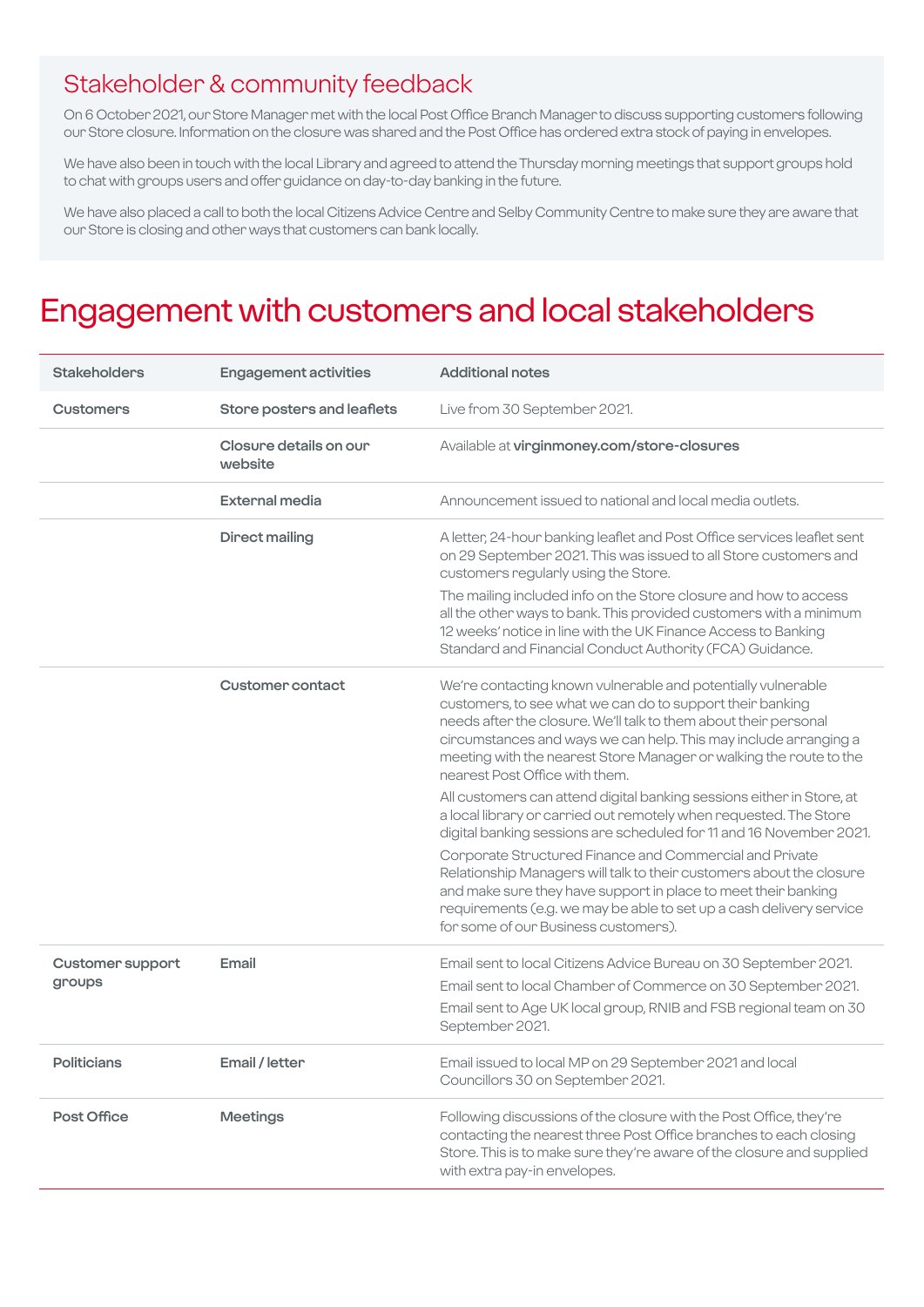## Stakeholder & community feedback

On 6 October 2021, our Store Manager met with the local Post Office Branch Manager to discuss supporting customers following our Store closure. Information on the closure was shared and the Post Office has ordered extra stock of paying in envelopes.

We have also been in touch with the local Library and agreed to attend the Thursday morning meetings that support groups hold to chat with groups users and offer guidance on day-to-day banking in the future.

We have also placed a call to both the local Citizens Advice Centre and Selby Community Centre to make sure they are aware that our Store is closing and other ways that customers can bank locally.

# Engagement with customers and local stakeholders

| Stakeholders | Engagement activities | Additional notes |
|---|---|---|
| **Customers** | **Store posters and leaflets** | Live from 30 September 2021. |
| | **Closure details on our website** | Available at **virginmoney.com/store-closures** |
| | **External media** | Announcement issued to national and local media outlets. |
| | **Direct mailing** | A letter, 24-hour banking leaflet and Post Office services leaflet sent on 29 September 2021. This was issued to all Store customers and customers regularly using the Store.<br><br>The mailing included info on the Store closure and how to access all the other ways to bank. This provided customers with a minimum 12 weeks' notice in line with the UK Finance Access to Banking Standard and Financial Conduct Authority (FCA) Guidance. |
| | **Customer contact** | We're contacting known vulnerable and potentially vulnerable customers, to see what we can do to support their banking needs after the closure. We'll talk to them about their personal circumstances and ways we can help. This may include arranging a meeting with the nearest Store Manager or walking the route to the nearest Post Office with them.<br><br>All customers can attend digital banking sessions either in Store, at a local library or carried out remotely when requested. The Store digital banking sessions are scheduled for 11 and 16 November 2021.<br><br>Corporate Structured Finance and Commercial and Private Relationship Managers will talk to their customers about the closure and make sure they have support in place to meet their banking requirements (e.g. we may be able to set up a cash delivery service for some of our Business customers). |
| **Customer support groups** | **Email** | Email sent to local Citizens Advice Bureau on 30 September 2021.<br><br>Email sent to local Chamber of Commerce on 30 September 2021.<br><br>Email sent to Age UK local group, RNIB and FSB regional team on 30 September 2021. |
| **Politicians** | **Email / letter** | Email issued to local MP on 29 September 2021 and local Councillors 30 on September 2021. |
| **Post Office** | **Meetings** | Following discussions of the closure with the Post Office, they're contacting the nearest three Post Office branches to each closing Store. This is to make sure they're aware of the closure and supplied with extra pay-in envelopes. |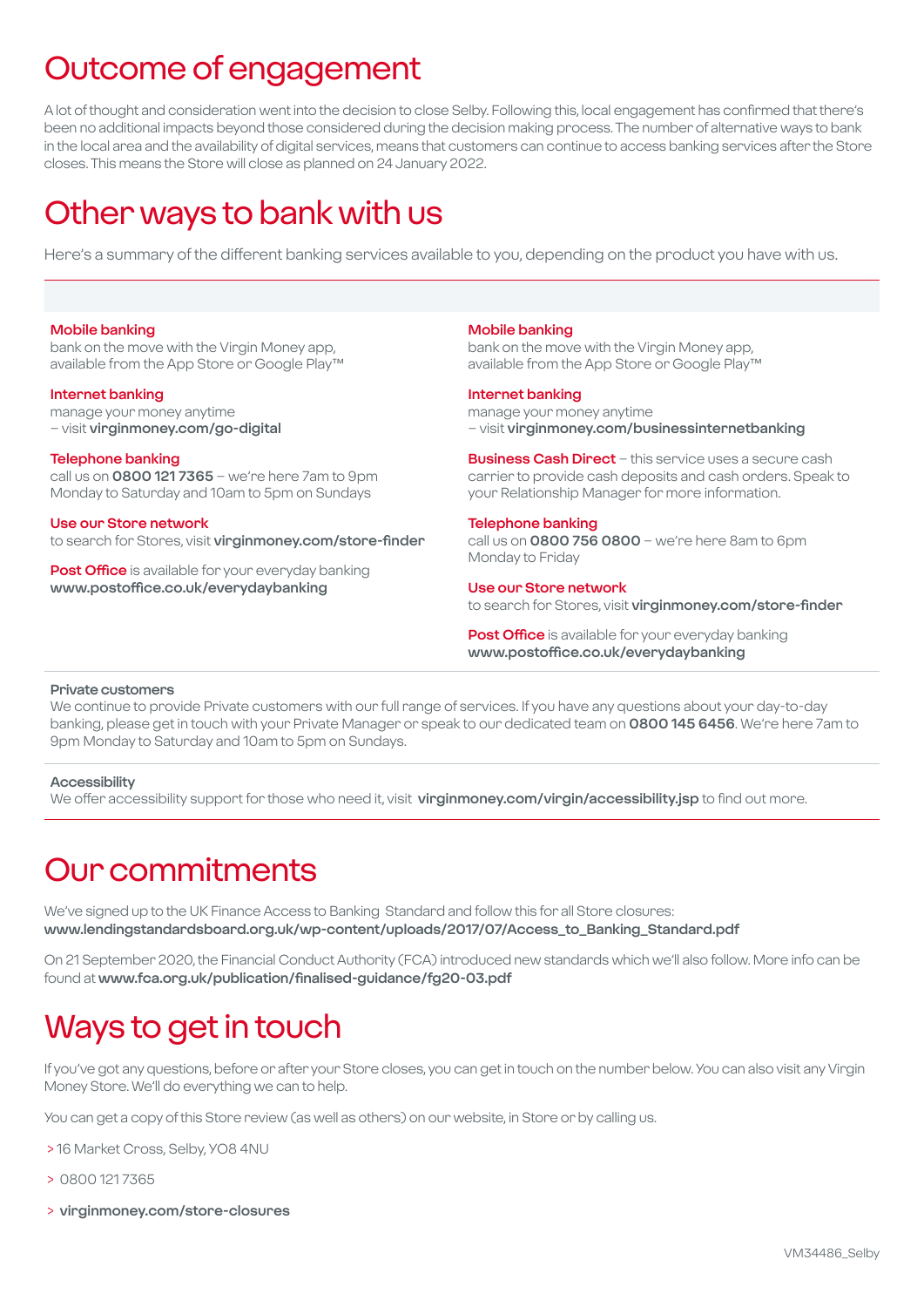# Outcome of engagement

A lot of thought and consideration went into the decision to close Selby. Following this, local engagement has confirmed that there's been no additional impacts beyond those considered during the decision making process. The number of alternative ways to bank in the local area and the availability of digital services, means that customers can continue to access banking services after the Store closes. This means the Store will close as planned on 24 January 2022.

# Other ways to bank with us

Here's a summary of the different banking services available to you, depending on the product you have with us.

**Mobile banking**
bank on the move with the Virgin Money app, available from the App Store or Google Play™

**Internet banking**
manage your money anytime
– visit **virginmoney.com/go-digital**

**Telephone banking**
call us on **0800 121 7365** – we're here 7am to 9pm Monday to Saturday and 10am to 5pm on Sundays

**Use our Store network**
to search for Stores, visit **virginmoney.com/store-finder**

**Post Office** is available for your everyday banking
**www.postoffice.co.uk/everydaybanking**

**Mobile banking**
bank on the move with the Virgin Money app, available from the App Store or Google Play™

**Internet banking**
manage your money anytime
– visit **virginmoney.com/businessinternetbanking**

**Business Cash Direct** – this service uses a secure cash carrier to provide cash deposits and cash orders. Speak to your Relationship Manager for more information.

**Telephone banking**
call us on **0800 756 0800** – we're here 8am to 6pm Monday to Friday

**Use our Store network**
to search for Stores, visit **virginmoney.com/store-finder**

**Post Office** is available for your everyday banking
**www.postoffice.co.uk/everydaybanking**

**Private customers**
We continue to provide Private customers with our full range of services. If you have any questions about your day-to-day banking, please get in touch with your Private Manager or speak to our dedicated team on **0800 145 6456**. We're here 7am to 9pm Monday to Saturday and 10am to 5pm on Sundays.

**Accessibility**
We offer accessibility support for those who need it, visit **virginmoney.com/virgin/accessibility.jsp** to find out more.

# Our commitments

We've signed up to the UK Finance Access to Banking Standard and follow this for all Store closures:
**www.lendingstandardsboard.org.uk/wp-content/uploads/2017/07/Access_to_Banking_Standard.pdf**

On 21 September 2020, the Financial Conduct Authority (FCA) introduced new standards which we'll also follow. More info can be found at **www.fca.org.uk/publication/finalised-guidance/fg20-03.pdf**

# Ways to get in touch

If you've got any questions, before or after your Store closes, you can get in touch on the number below. You can also visit any Virgin Money Store. We'll do everything we can to help.

You can get a copy of this Store review (as well as others) on our website, in Store or by calling us.

> 16 Market Cross, Selby, YO8 4NU

> 0800 121 7365

> **virginmoney.com/store-closures**

VM34486_Selby